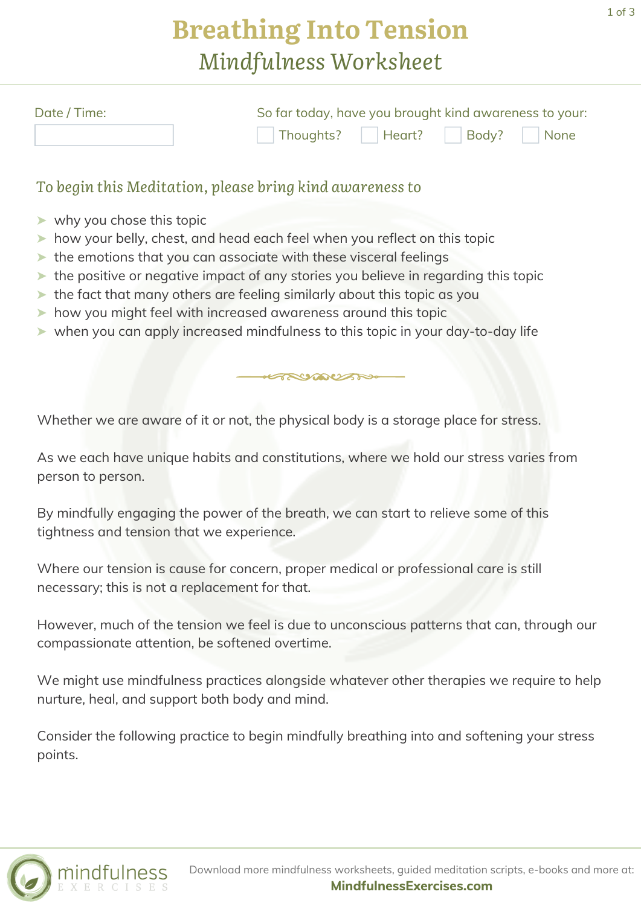# Breathing Into Tension

## *Mindfulness Worksheet*

Date / Time:

So far today, have you brought kind awareness to your:

☐ Thoughts? ☐ Heart? ☐ Body? ☐ None

### *To begin this Meditation, please bring kind awareness to*

- why you chose this topic
- how your belly, chest, and head each feel when you reflect on this topic
- the emotions that you can associate with these visceral feelings
- the positive or negative impact of any stories you believe in regarding this topic
- the fact that many others are feeling similarly about this topic as you
- how you might feel with increased awareness around this topic
- when you can apply increased mindfulness to this topic in your day-to-day life

Whether we are aware of it or not, the physical body is a storage place for stress.

As we each have unique habits and constitutions, where we hold our stress varies from person to person.

By mindfully engaging the power of the breath, we can start to relieve some of this tightness and tension that we experience.

Where our tension is cause for concern, proper medical or professional care is still necessary; this is not a replacement for that.

However, much of the tension we feel is due to unconscious patterns that can, through our compassionate attention, be softened overtime.

We might use mindfulness practices alongside whatever other therapies we require to help nurture, heal, and support both body and mind.

Consider the following practice to begin mindfully breathing into and softening your stress points.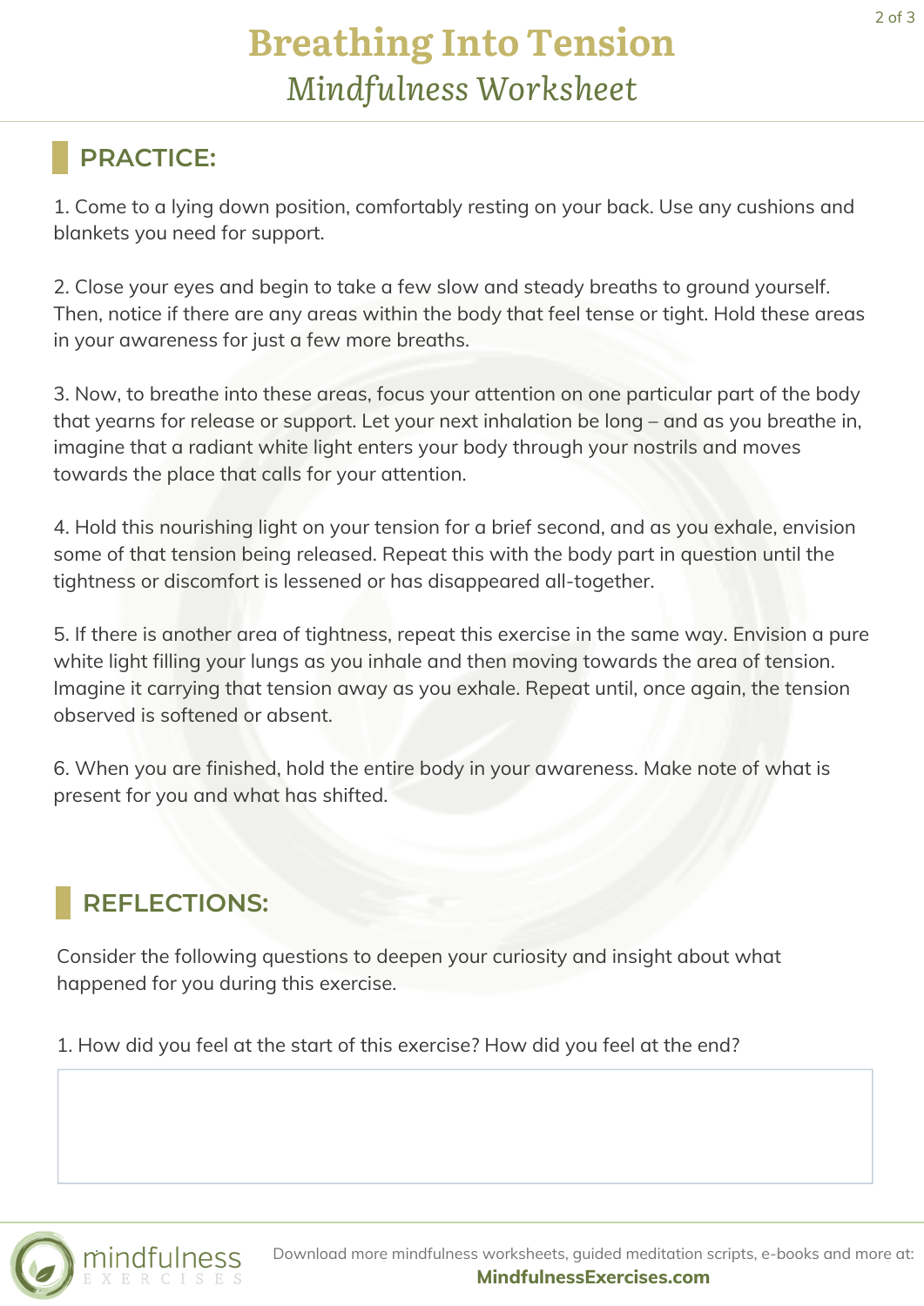# Breathing Into Tension

## *Mindfulness Worksheet*

### PRACTICE:

1. Come to a lying down position, comfortably resting on your back. Use any cushions and blankets you need for support.

2. Close your eyes and begin to take a few slow and steady breaths to ground yourself. Then, notice if there are any areas within the body that feel tense or tight. Hold these areas in your awareness for just a few more breaths.

3. Now, to breathe into these areas, focus your attention on one particular part of the body that yearns for release or support. Let your next inhalation be long – and as you breathe in, imagine that a radiant white light enters your body through your nostrils and moves towards the place that calls for your attention.

4. Hold this nourishing light on your tension for a brief second, and as you exhale, envision some of that tension being released. Repeat this with the body part in question until the tightness or discomfort is lessened or has disappeared all-together.

5. If there is another area of tightness, repeat this exercise in the same way. Envision a pure white light filling your lungs as you inhale and then moving towards the area of tension. Imagine it carrying that tension away as you exhale. Repeat until, once again, the tension observed is softened or absent.

6. When you are finished, hold the entire body in your awareness. Make note of what is present for you and what has shifted.

### REFLECTIONS:

Consider the following questions to deepen your curiosity and insight about what happened for you during this exercise.

1. How did you feel at the start of this exercise? How did you feel at the end?

Download more mindfulness worksheets, guided meditation scripts, e-books and more at: **MindfulnessExercises.com**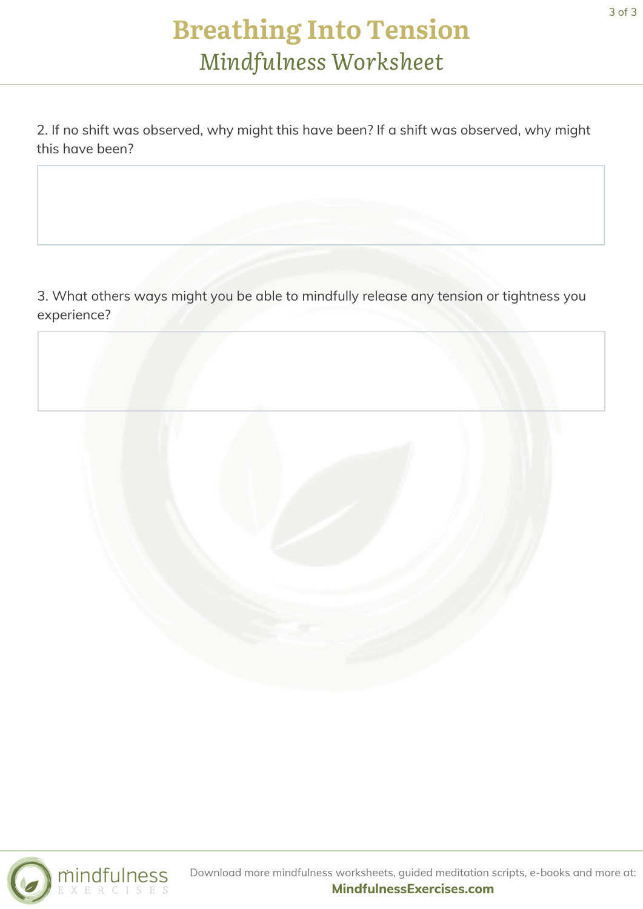2. If no shift was observed, why might this have been? If a shift was observed, why might this have been?

3. What others ways might you be able to mindfully release any tension or tightness you experience?